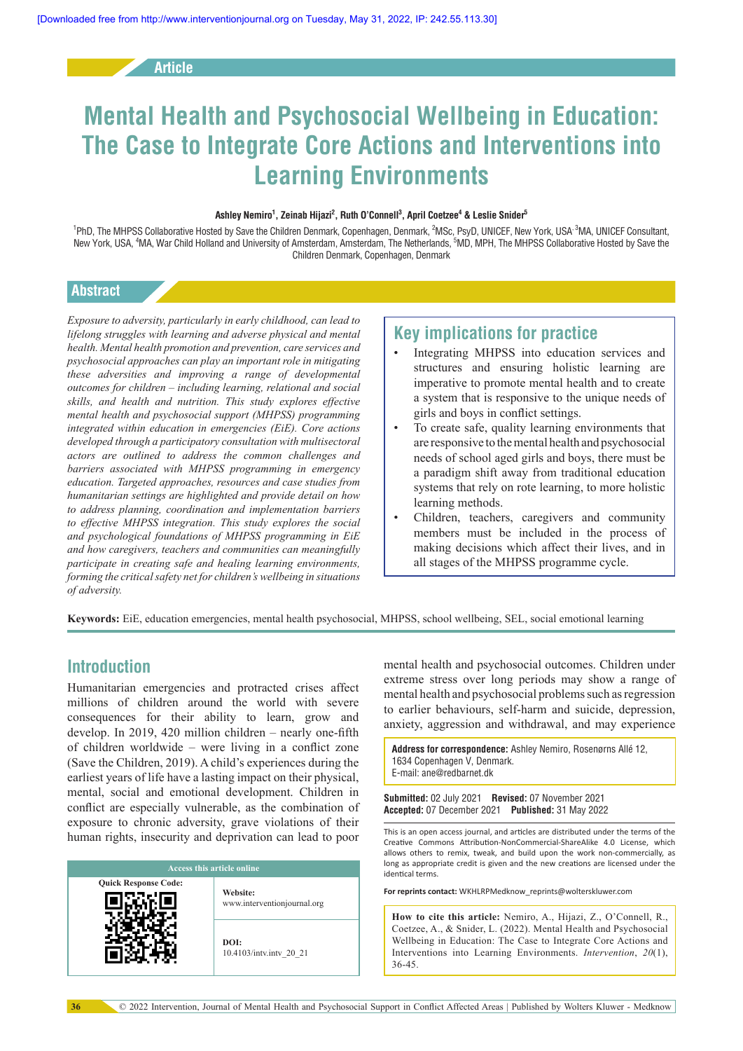Article

# Mental Health and Psychosocial Wellbeing in Education: The Case to Integrate Core Actions and Interventions into Learning Environments

**Ashley Nemiro[1], Zeinab Hijazi[2], Ruth O'Connell[3], April Coetzee[4] & Leslie Snider[5]**

[1]PhD, The MHPSS Collaborative Hosted by Save the Children Denmark, Copenhagen, Denmark, [2]MSc, PsyD, UNICEF, New York, USA [3]MA, UNICEF Consultant, New York, USA, [4]MA, War Child Holland and University of Amsterdam, Amsterdam, The Netherlands, [5]MD, MPH, The MHPSS Collaborative Hosted by Save the Children Denmark, Copenhagen, Denmark

## Abstract

*Exposure to adversity, particularly in early childhood, can lead to lifelong struggles with learning and adverse physical and mental health. Mental health promotion and prevention, care services and psychosocial approaches can play an important role in mitigating these adversities and improving a range of developmental outcomes for children – including learning, relational and social skills, and health and nutrition. This study explores effective mental health and psychosocial support (MHPSS) programming integrated within education in emergencies (EiE). Core actions developed through a participatory consultation with multisectoral actors are outlined to address the common challenges and barriers associated with MHPSS programming in emergency education. Targeted approaches, resources and case studies from humanitarian settings are highlighted and provide detail on how to address planning, coordination and implementation barriers to effective MHPSS integration. This study explores the social and psychological foundations of MHPSS programming in EiE and how caregivers, teachers and communities can meaningfully participate in creating safe and healing learning environments, forming the critical safety net for children's wellbeing in situations of adversity.*

### Key implications for practice

- Integrating MHPSS into education services and structures and ensuring holistic learning are imperative to promote mental health and to create a system that is responsive to the unique needs of girls and boys in conflict settings.
- To create safe, quality learning environments that are responsive to the mental health and psychosocial needs of school aged girls and boys, there must be a paradigm shift away from traditional education systems that rely on rote learning, to more holistic learning methods.
- Children, teachers, caregivers and community members must be included in the process of making decisions which affect their lives, and in all stages of the MHPSS programme cycle.

**Keywords:** EiE, education emergencies, mental health psychosocial, MHPSS, school wellbeing, SEL, social emotional learning

## Introduction

Humanitarian emergencies and protracted crises affect millions of children around the world with severe consequences for their ability to learn, grow and develop. In 2019, 420 million children – nearly one-fifth of children worldwide – were living in a conflict zone (Save the Children, 2019). A child's experiences during the earliest years of life have a lasting impact on their physical, mental, social and emotional development. Children in conflict are especially vulnerable, as the combination of exposure to chronic adversity, grave violations of their human rights, insecurity and deprivation can lead to poor mental health and psychosocial outcomes. Children under extreme stress over long periods may show a range of mental health and psychosocial problems such as regression to earlier behaviours, self-harm and suicide, depression, anxiety, aggression and withdrawal, and may experience

| Access this article online | |
|---|---|
| Quick Response Code: | Website: www.interventionjournal.org |
| | DOI: 10.4103/intv.intv_20_21 |

**Address for correspondence:** Ashley Nemiro, Rosenørns Allé 12, 1634 Copenhagen V, Denmark.
E-mail: ane@redbarnet.dk

**Submitted:** 02 July 2021 **Revised:** 07 November 2021
**Accepted:** 07 December 2021 **Published:** 31 May 2022

This is an open access journal, and articles are distributed under the terms of the Creative Commons Attribution-NonCommercial-ShareAlike 4.0 License, which allows others to remix, tweak, and build upon the work non-commercially, as long as appropriate credit is given and the new creations are licensed under the identical terms.

**For reprints contact:** WKHLRPMedknow_reprints@wolterskluwer.com

**How to cite this article:** Nemiro, A., Hijazi, Z., O'Connell, R., Coetzee, A., & Snider, L. (2022). Mental Health and Psychosocial Wellbeing in Education: The Case to Integrate Core Actions and Interventions into Learning Environments. *Intervention*, *20*(1), 36-45.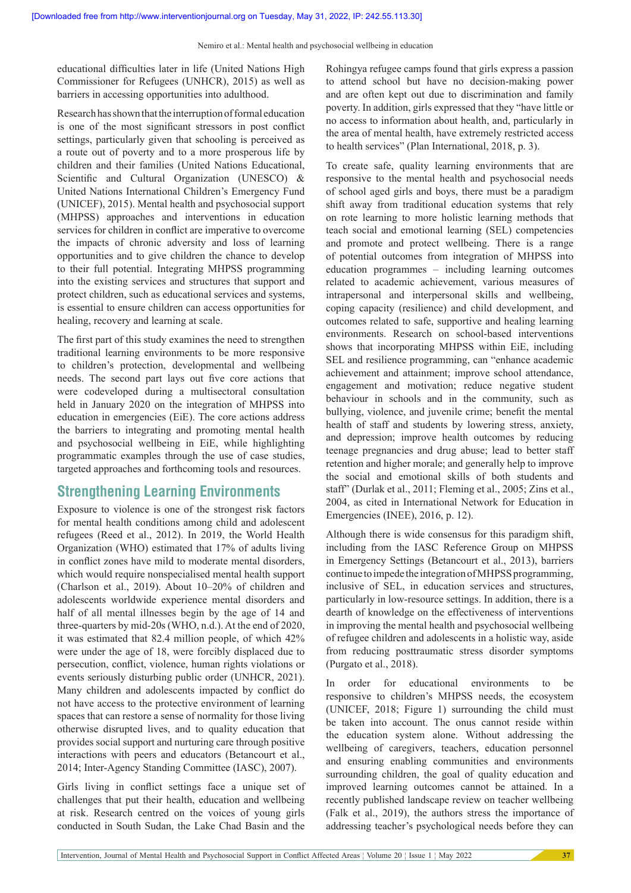educational difficulties later in life (United Nations High Commissioner for Refugees (UNHCR), 2015) as well as barriers in accessing opportunities into adulthood.

Research has shown that the interruption of formal education is one of the most significant stressors in post conflict settings, particularly given that schooling is perceived as a route out of poverty and to a more prosperous life by children and their families (United Nations Educational, Scientific and Cultural Organization (UNESCO) & United Nations International Children's Emergency Fund (UNICEF), 2015). Mental health and psychosocial support (MHPSS) approaches and interventions in education services for children in conflict are imperative to overcome the impacts of chronic adversity and loss of learning opportunities and to give children the chance to develop to their full potential. Integrating MHPSS programming into the existing services and structures that support and protect children, such as educational services and systems, is essential to ensure children can access opportunities for healing, recovery and learning at scale.

The first part of this study examines the need to strengthen traditional learning environments to be more responsive to children's protection, developmental and wellbeing needs. The second part lays out five core actions that were codeveloped during a multisectoral consultation held in January 2020 on the integration of MHPSS into education in emergencies (EiE). The core actions address the barriers to integrating and promoting mental health and psychosocial wellbeing in EiE, while highlighting programmatic examples through the use of case studies, targeted approaches and forthcoming tools and resources.

## Strengthening Learning Environments

Exposure to violence is one of the strongest risk factors for mental health conditions among child and adolescent refugees (Reed et al., 2012). In 2019, the World Health Organization (WHO) estimated that 17% of adults living in conflict zones have mild to moderate mental disorders, which would require nonspecialised mental health support (Charlson et al., 2019). About 10–20% of children and adolescents worldwide experience mental disorders and half of all mental illnesses begin by the age of 14 and three-quarters by mid-20s (WHO, n.d.). At the end of 2020, it was estimated that 82.4 million people, of which 42% were under the age of 18, were forcibly displaced due to persecution, conflict, violence, human rights violations or events seriously disturbing public order (UNHCR, 2021). Many children and adolescents impacted by conflict do not have access to the protective environment of learning spaces that can restore a sense of normality for those living otherwise disrupted lives, and to quality education that provides social support and nurturing care through positive interactions with peers and educators (Betancourt et al., 2014; Inter-Agency Standing Committee (IASC), 2007).

Girls living in conflict settings face a unique set of challenges that put their health, education and wellbeing at risk. Research centred on the voices of young girls conducted in South Sudan, the Lake Chad Basin and the Rohingya refugee camps found that girls express a passion to attend school but have no decision-making power and are often kept out due to discrimination and family poverty. In addition, girls expressed that they "have little or no access to information about health, and, particularly in the area of mental health, have extremely restricted access to health services" (Plan International, 2018, p. 3).

To create safe, quality learning environments that are responsive to the mental health and psychosocial needs of school aged girls and boys, there must be a paradigm shift away from traditional education systems that rely on rote learning to more holistic learning methods that teach social and emotional learning (SEL) competencies and promote and protect wellbeing. There is a range of potential outcomes from integration of MHPSS into education programmes – including learning outcomes related to academic achievement, various measures of intrapersonal and interpersonal skills and wellbeing, coping capacity (resilience) and child development, and outcomes related to safe, supportive and healing learning environments. Research on school-based interventions shows that incorporating MHPSS within EiE, including SEL and resilience programming, can "enhance academic achievement and attainment; improve school attendance, engagement and motivation; reduce negative student behaviour in schools and in the community, such as bullying, violence, and juvenile crime; benefit the mental health of staff and students by lowering stress, anxiety, and depression; improve health outcomes by reducing teenage pregnancies and drug abuse; lead to better staff retention and higher morale; and generally help to improve the social and emotional skills of both students and staff" (Durlak et al., 2011; Fleming et al., 2005; Zins et al., 2004, as cited in International Network for Education in Emergencies (INEE), 2016, p. 12).

Although there is wide consensus for this paradigm shift, including from the IASC Reference Group on MHPSS in Emergency Settings (Betancourt et al., 2013), barriers continue to impede the integration of MHPSS programming, inclusive of SEL, in education services and structures, particularly in low-resource settings. In addition, there is a dearth of knowledge on the effectiveness of interventions in improving the mental health and psychosocial wellbeing of refugee children and adolescents in a holistic way, aside from reducing posttraumatic stress disorder symptoms (Purgato et al., 2018).

In order for educational environments to be responsive to children's MHPSS needs, the ecosystem (UNICEF, 2018; Figure 1) surrounding the child must be taken into account. The onus cannot reside within the education system alone. Without addressing the wellbeing of caregivers, teachers, education personnel and ensuring enabling communities and environments surrounding children, the goal of quality education and improved learning outcomes cannot be attained. In a recently published landscape review on teacher wellbeing (Falk et al., 2019), the authors stress the importance of addressing teacher's psychological needs before they can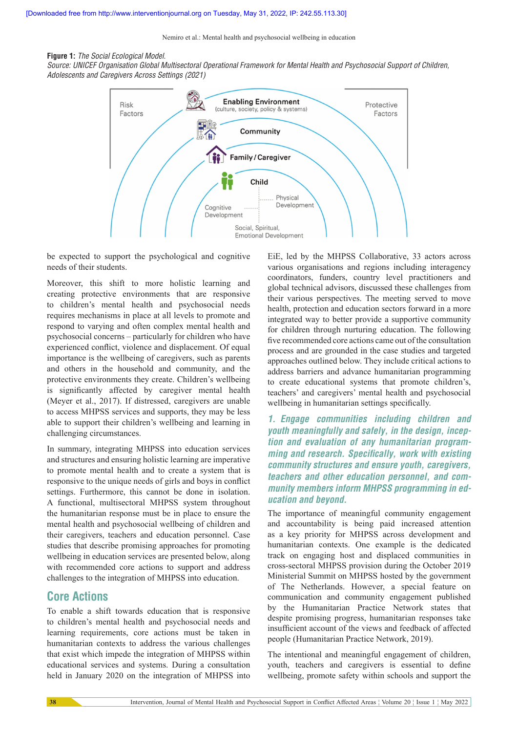**Figure 1:** *The Social Ecological Model.*
*Source: UNICEF Organisation Global Multisectoral Operational Framework for Mental Health and Psychosocial Support of Children, Adolescents and Caregivers Across Settings (2021)*

Risk Factors

Enabling Environment (culture, society, policy & systems)

Protective Factors

Community

Family / Caregiver

Child

Physical Development

Cognitive Development

Social, Spiritual, Emotional Development

be expected to support the psychological and cognitive needs of their students.

Moreover, this shift to more holistic learning and creating protective environments that are responsive to children's mental health and psychosocial needs requires mechanisms in place at all levels to promote and respond to varying and often complex mental health and psychosocial concerns – particularly for children who have experienced conflict, violence and displacement. Of equal importance is the wellbeing of caregivers, such as parents and others in the household and community, and the protective environments they create. Children's wellbeing is significantly affected by caregiver mental health (Meyer et al., 2017). If distressed, caregivers are unable to access MHPSS services and supports, they may be less able to support their children's wellbeing and learning in challenging circumstances.

In summary, integrating MHPSS into education services and structures and ensuring holistic learning are imperative to promote mental health and to create a system that is responsive to the unique needs of girls and boys in conflict settings. Furthermore, this cannot be done in isolation. A functional, multisectoral MHPSS system throughout the humanitarian response must be in place to ensure the mental health and psychosocial wellbeing of children and their caregivers, teachers and education personnel. Case studies that describe promising approaches for promoting wellbeing in education services are presented below, along with recommended core actions to support and address challenges to the integration of MHPSS into education.

## Core Actions

To enable a shift towards education that is responsive to children's mental health and psychosocial needs and learning requirements, core actions must be taken in humanitarian contexts to address the various challenges that exist which impede the integration of MHPSS within educational services and systems. During a consultation held in January 2020 on the integration of MHPSS into EiE, led by the MHPSS Collaborative, 33 actors across various organisations and regions including interagency coordinators, funders, country level practitioners and global technical advisors, discussed these challenges from their various perspectives. The meeting served to move health, protection and education sectors forward in a more integrated way to better provide a supportive community for children through nurturing education. The following five recommended core actions came out of the consultation process and are grounded in the case studies and targeted approaches outlined below. They include critical actions to address barriers and advance humanitarian programming to create educational systems that promote children's, teachers' and caregivers' mental health and psychosocial wellbeing in humanitarian settings specifically.

### *1. Engage communities including children and youth meaningfully and safely, in the design, inception and evaluation of any humanitarian programming and research. Specifically, work with existing community structures and ensure youth, caregivers, teachers and other education personnel, and community members inform MHPSS programming in education and beyond.*

The importance of meaningful community engagement and accountability is being paid increased attention as a key priority for MHPSS across development and humanitarian contexts. One example is the dedicated track on engaging host and displaced communities in cross-sectoral MHPSS provision during the October 2019 Ministerial Summit on MHPSS hosted by the government of The Netherlands. However, a special feature on communication and community engagement published by the Humanitarian Practice Network states that despite promising progress, humanitarian responses take insufficient account of the views and feedback of affected people (Humanitarian Practice Network, 2019).

The intentional and meaningful engagement of children, youth, teachers and caregivers is essential to define wellbeing, promote safety within schools and support the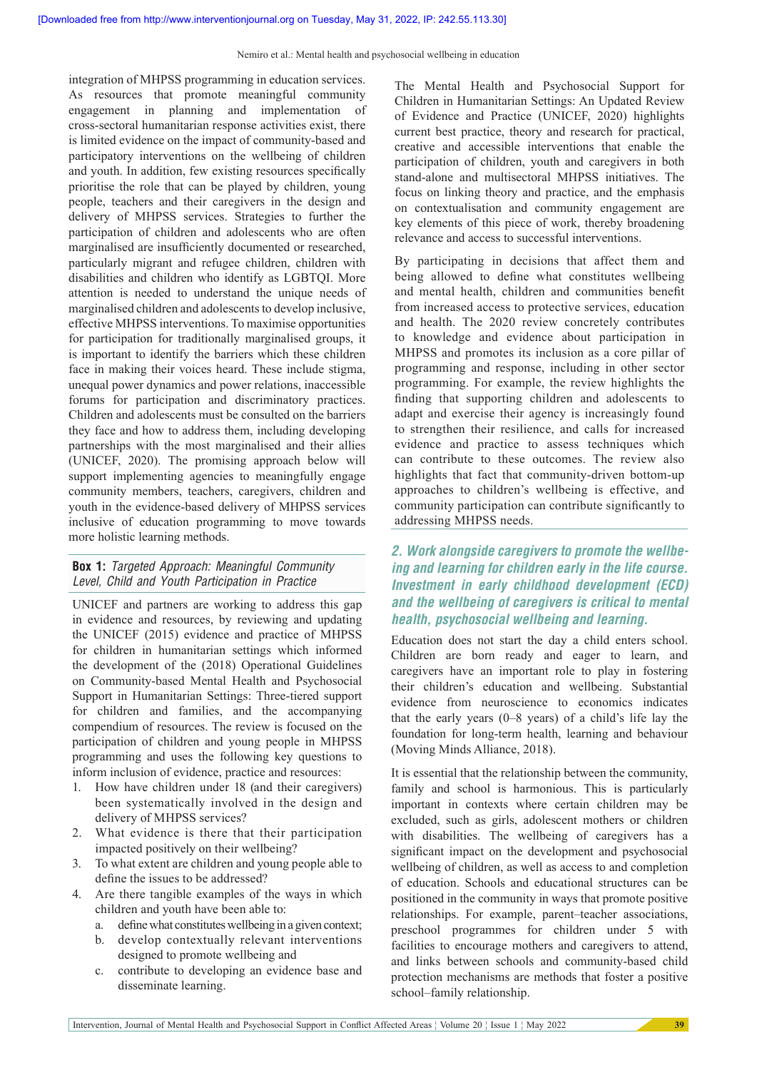integration of MHPSS programming in education services. As resources that promote meaningful community engagement in planning and implementation of cross-sectoral humanitarian response activities exist, there is limited evidence on the impact of community-based and participatory interventions on the wellbeing of children and youth. In addition, few existing resources specifically prioritise the role that can be played by children, young people, teachers and their caregivers in the design and delivery of MHPSS services. Strategies to further the participation of children and adolescents who are often marginalised are insufficiently documented or researched, particularly migrant and refugee children, children with disabilities and children who identify as LGBTQI. More attention is needed to understand the unique needs of marginalised children and adolescents to develop inclusive, effective MHPSS interventions. To maximise opportunities for participation for traditionally marginalised groups, it is important to identify the barriers which these children face in making their voices heard. These include stigma, unequal power dynamics and power relations, inaccessible forums for participation and discriminatory practices. Children and adolescents must be consulted on the barriers they face and how to address them, including developing partnerships with the most marginalised and their allies (UNICEF, 2020). The promising approach below will support implementing agencies to meaningfully engage community members, teachers, caregivers, children and youth in the evidence-based delivery of MHPSS services inclusive of education programming to move towards more holistic learning methods.

**Box 1:** *Targeted Approach: Meaningful Community Level, Child and Youth Participation in Practice*

UNICEF and partners are working to address this gap in evidence and resources, by reviewing and updating the UNICEF (2015) evidence and practice of MHPSS for children in humanitarian settings which informed the development of the (2018) Operational Guidelines on Community-based Mental Health and Psychosocial Support in Humanitarian Settings: Three-tiered support for children and families, and the accompanying compendium of resources. The review is focused on the participation of children and young people in MHPSS programming and uses the following key questions to inform inclusion of evidence, practice and resources:

1. How have children under 18 (and their caregivers) been systematically involved in the design and delivery of MHPSS services?
2. What evidence is there that their participation impacted positively on their wellbeing?
3. To what extent are children and young people able to define the issues to be addressed?
4. Are there tangible examples of the ways in which children and youth have been able to:
   a. define what constitutes wellbeing in a given context;
   b. develop contextually relevant interventions designed to promote wellbeing and
   c. contribute to developing an evidence base and disseminate learning.

The Mental Health and Psychosocial Support for Children in Humanitarian Settings: An Updated Review of Evidence and Practice (UNICEF, 2020) highlights current best practice, theory and research for practical, creative and accessible interventions that enable the participation of children, youth and caregivers in both stand-alone and multisectoral MHPSS initiatives. The focus on linking theory and practice, and the emphasis on contextualisation and community engagement are key elements of this piece of work, thereby broadening relevance and access to successful interventions.

By participating in decisions that affect them and being allowed to define what constitutes wellbeing and mental health, children and communities benefit from increased access to protective services, education and health. The 2020 review contributes to knowledge and evidence about participation in MHPSS and promotes its inclusion as a core pillar of programming and response, including in other sector programming. For example, the review highlights the finding that supporting children and adolescents to adapt and exercise their agency is increasingly found to strengthen their resilience, and calls for increased evidence and practice to assess techniques which can contribute to these outcomes. The review also highlights that fact that community-driven bottom-up approaches to children's wellbeing is effective, and community participation can contribute significantly to addressing MHPSS needs.

## *2. Work alongside caregivers to promote the wellbeing and learning for children early in the life course. Investment in early childhood development (ECD) and the wellbeing of caregivers is critical to mental health, psychosocial wellbeing and learning.*

Education does not start the day a child enters school. Children are born ready and eager to learn, and caregivers have an important role to play in fostering their children's education and wellbeing. Substantial evidence from neuroscience to economics indicates that the early years (0–8 years) of a child's life lay the foundation for long-term health, learning and behaviour (Moving Minds Alliance, 2018).

It is essential that the relationship between the community, family and school is harmonious. This is particularly important in contexts where certain children may be excluded, such as girls, adolescent mothers or children with disabilities. The wellbeing of caregivers has a significant impact on the development and psychosocial wellbeing of children, as well as access to and completion of education. Schools and educational structures can be positioned in the community in ways that promote positive relationships. For example, parent–teacher associations, preschool programmes for children under 5 with facilities to encourage mothers and caregivers to attend, and links between schools and community-based child protection mechanisms are methods that foster a positive school–family relationship.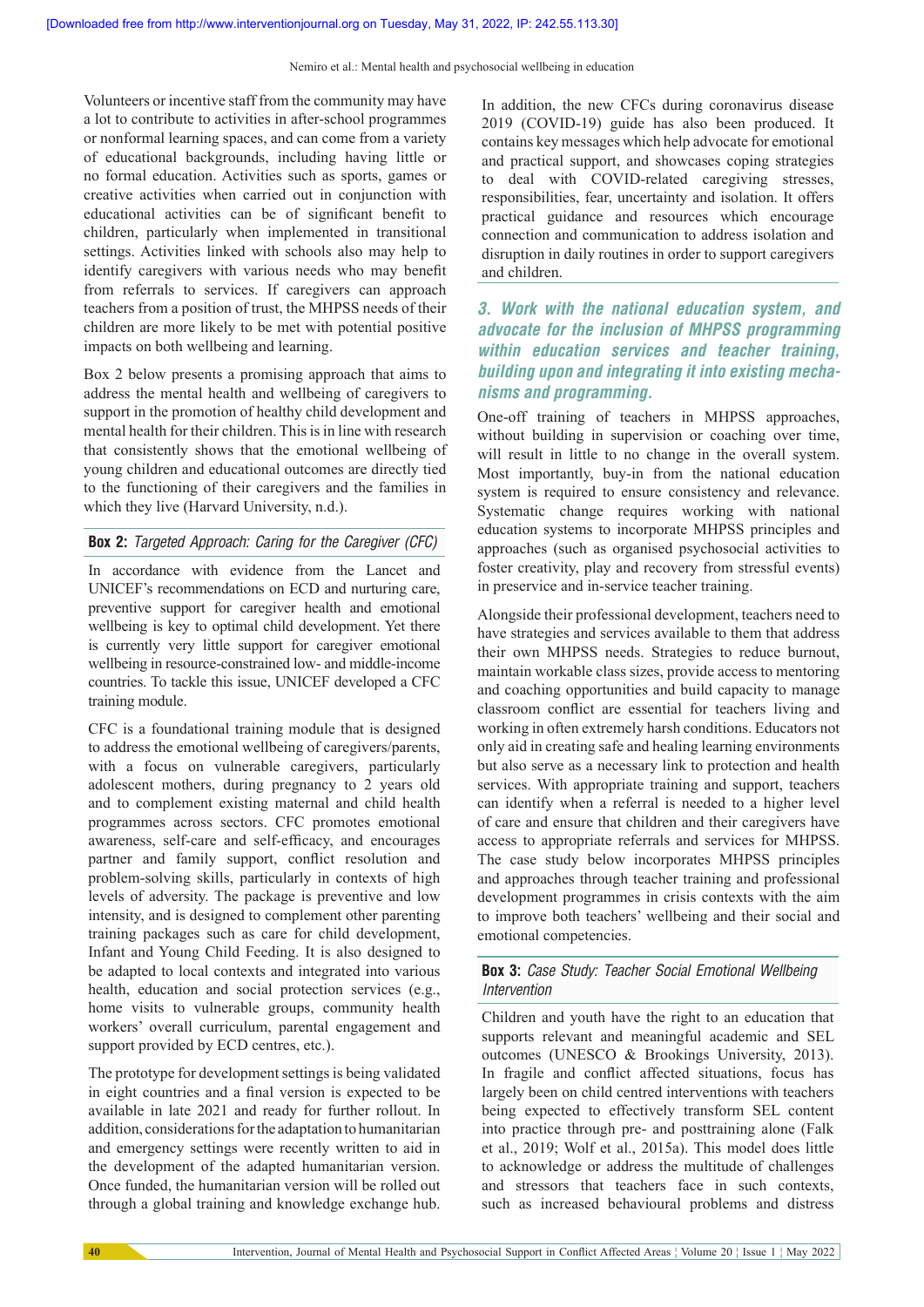Volunteers or incentive staff from the community may have a lot to contribute to activities in after-school programmes or nonformal learning spaces, and can come from a variety of educational backgrounds, including having little or no formal education. Activities such as sports, games or creative activities when carried out in conjunction with educational activities can be of significant benefit to children, particularly when implemented in transitional settings. Activities linked with schools also may help to identify caregivers with various needs who may benefit from referrals to services. If caregivers can approach teachers from a position of trust, the MHPSS needs of their children are more likely to be met with potential positive impacts on both wellbeing and learning.

Box 2 below presents a promising approach that aims to address the mental health and wellbeing of caregivers to support in the promotion of healthy child development and mental health for their children. This is in line with research that consistently shows that the emotional wellbeing of young children and educational outcomes are directly tied to the functioning of their caregivers and the families in which they live (Harvard University, n.d.).

**Box 2:** *Targeted Approach: Caring for the Caregiver (CFC)*

In accordance with evidence from the Lancet and UNICEF's recommendations on ECD and nurturing care, preventive support for caregiver health and emotional wellbeing is key to optimal child development. Yet there is currently very little support for caregiver emotional wellbeing in resource-constrained low- and middle-income countries. To tackle this issue, UNICEF developed a CFC training module.

CFC is a foundational training module that is designed to address the emotional wellbeing of caregivers/parents, with a focus on vulnerable caregivers, particularly adolescent mothers, during pregnancy to 2 years old and to complement existing maternal and child health programmes across sectors. CFC promotes emotional awareness, self-care and self-efficacy, and encourages partner and family support, conflict resolution and problem-solving skills, particularly in contexts of high levels of adversity. The package is preventive and low intensity, and is designed to complement other parenting training packages such as care for child development, Infant and Young Child Feeding. It is also designed to be adapted to local contexts and integrated into various health, education and social protection services (e.g., home visits to vulnerable groups, community health workers' overall curriculum, parental engagement and support provided by ECD centres, etc.).

The prototype for development settings is being validated in eight countries and a final version is expected to be available in late 2021 and ready for further rollout. In addition, considerations for the adaptation to humanitarian and emergency settings were recently written to aid in the development of the adapted humanitarian version. Once funded, the humanitarian version will be rolled out through a global training and knowledge exchange hub.

In addition, the new CFCs during coronavirus disease 2019 (COVID-19) guide has also been produced. It contains key messages which help advocate for emotional and practical support, and showcases coping strategies to deal with COVID-related caregiving stresses, responsibilities, fear, uncertainty and isolation. It offers practical guidance and resources which encourage connection and communication to address isolation and disruption in daily routines in order to support caregivers and children.

### 3. Work with the national education system, and advocate for the inclusion of MHPSS programming within education services and teacher training, building upon and integrating it into existing mechanisms and programming.

One-off training of teachers in MHPSS approaches, without building in supervision or coaching over time, will result in little to no change in the overall system. Most importantly, buy-in from the national education system is required to ensure consistency and relevance. Systematic change requires working with national education systems to incorporate MHPSS principles and approaches (such as organised psychosocial activities to foster creativity, play and recovery from stressful events) in preservice and in-service teacher training.

Alongside their professional development, teachers need to have strategies and services available to them that address their own MHPSS needs. Strategies to reduce burnout, maintain workable class sizes, provide access to mentoring and coaching opportunities and build capacity to manage classroom conflict are essential for teachers living and working in often extremely harsh conditions. Educators not only aid in creating safe and healing learning environments but also serve as a necessary link to protection and health services. With appropriate training and support, teachers can identify when a referral is needed to a higher level of care and ensure that children and their caregivers have access to appropriate referrals and services for MHPSS. The case study below incorporates MHPSS principles and approaches through teacher training and professional development programmes in crisis contexts with the aim to improve both teachers' wellbeing and their social and emotional competencies.

**Box 3:** *Case Study: Teacher Social Emotional Wellbeing Intervention*

Children and youth have the right to an education that supports relevant and meaningful academic and SEL outcomes (UNESCO & Brookings University, 2013). In fragile and conflict affected situations, focus has largely been on child centred interventions with teachers being expected to effectively transform SEL content into practice through pre- and posttraining alone (Falk et al., 2019; Wolf et al., 2015a). This model does little to acknowledge or address the multitude of challenges and stressors that teachers face in such contexts, such as increased behavioural problems and distress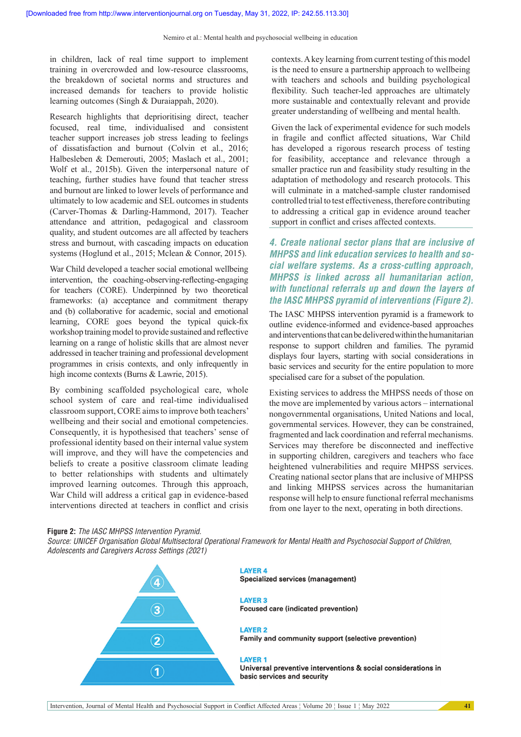in children, lack of real time support to implement training in overcrowded and low-resource classrooms, the breakdown of societal norms and structures and increased demands for teachers to provide holistic learning outcomes (Singh & Duraiappah, 2020).

Research highlights that deprioritising direct, teacher focused, real time, individualised and consistent teacher support increases job stress leading to feelings of dissatisfaction and burnout (Colvin et al., 2016; Halbesleben & Demerouti, 2005; Maslach et al., 2001; Wolf et al., 2015b). Given the interpersonal nature of teaching, further studies have found that teacher stress and burnout are linked to lower levels of performance and ultimately to low academic and SEL outcomes in students (Carver-Thomas & Darling-Hammond, 2017). Teacher attendance and attrition, pedagogical and classroom quality, and student outcomes are all affected by teachers stress and burnout, with cascading impacts on education systems (Hoglund et al., 2015; Mclean & Connor, 2015).

War Child developed a teacher social emotional wellbeing intervention, the coaching-observing-reflecting-engaging for teachers (CORE). Underpinned by two theoretical frameworks: (a) acceptance and commitment therapy and (b) collaborative for academic, social and emotional learning, CORE goes beyond the typical quick-fix workshop training model to provide sustained and reflective learning on a range of holistic skills that are almost never addressed in teacher training and professional development programmes in crisis contexts, and only infrequently in high income contexts (Burns & Lawrie, 2015).

By combining scaffolded psychological care, whole school system of care and real-time individualised classroom support, CORE aims to improve both teachers' wellbeing and their social and emotional competencies. Consequently, it is hypothesised that teachers' sense of professional identity based on their internal value system will improve, and they will have the competencies and beliefs to create a positive classroom climate leading to better relationships with students and ultimately improved learning outcomes. Through this approach, War Child will address a critical gap in evidence-based interventions directed at teachers in conflict and crisis contexts. A key learning from current testing of this model is the need to ensure a partnership approach to wellbeing with teachers and schools and building psychological flexibility. Such teacher-led approaches are ultimately more sustainable and contextually relevant and provide greater understanding of wellbeing and mental health.

Given the lack of experimental evidence for such models in fragile and conflict affected situations, War Child has developed a rigorous research process of testing for feasibility, acceptance and relevance through a smaller practice run and feasibility study resulting in the adaptation of methodology and research protocols. This will culminate in a matched-sample cluster randomised controlled trial to test effectiveness, therefore contributing to addressing a critical gap in evidence around teacher support in conflict and crises affected contexts.

### *4. Create national sector plans that are inclusive of MHPSS and link education services to health and social welfare systems. As a cross-cutting approach, MHPSS is linked across all humanitarian action, with functional referrals up and down the layers of the IASC MHPSS pyramid of interventions (Figure 2).*

The IASC MHPSS intervention pyramid is a framework to outline evidence-informed and evidence-based approaches and interventions that can be delivered within the humanitarian response to support children and families. The pyramid displays four layers, starting with social considerations in basic services and security for the entire population to more specialised care for a subset of the population.

Existing services to address the MHPSS needs of those on the move are implemented by various actors – international nongovernmental organisations, United Nations and local, governmental services. However, they can be constrained, fragmented and lack coordination and referral mechanisms. Services may therefore be disconnected and ineffective in supporting children, caregivers and teachers who face heightened vulnerabilities and require MHPSS services. Creating national sector plans that are inclusive of MHPSS and linking MHPSS services across the humanitarian response will help to ensure functional referral mechanisms from one layer to the next, operating in both directions.

**Figure 2:** *The IASC MHPSS Intervention Pyramid.*
*Source: UNICEF Organisation Global Multisectoral Operational Framework for Mental Health and Psychosocial Support of Children, Adolescents and Caregivers Across Settings (2021)*

LAYER 4
Specialized services (management)

LAYER 3
Focused care (indicated prevention)

LAYER 2
Family and community support (selective prevention)

LAYER 1
Universal preventive interventions & social considerations in basic services and security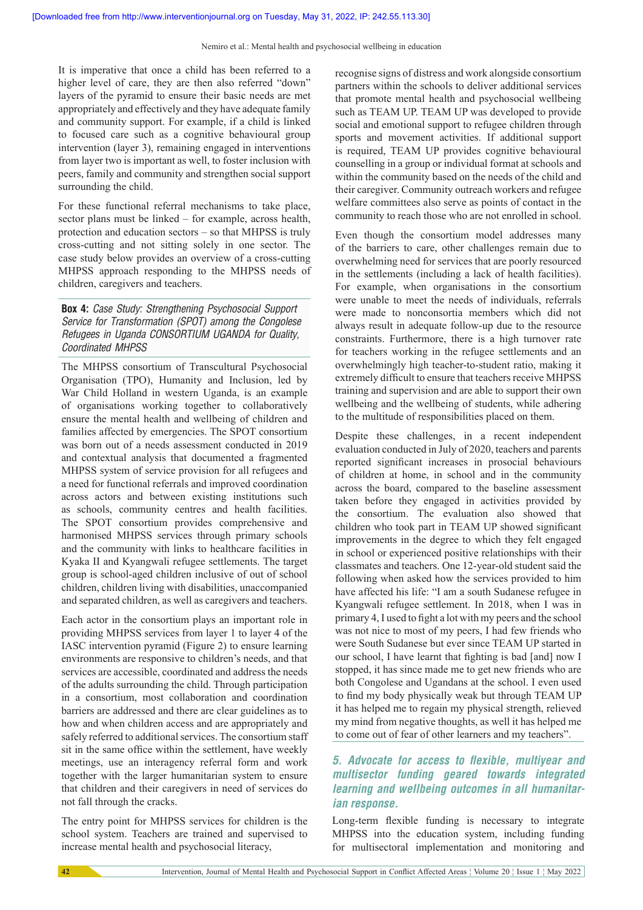It is imperative that once a child has been referred to a higher level of care, they are then also referred "down" layers of the pyramid to ensure their basic needs are met appropriately and effectively and they have adequate family and community support. For example, if a child is linked to focused care such as a cognitive behavioural group intervention (layer 3), remaining engaged in interventions from layer two is important as well, to foster inclusion with peers, family and community and strengthen social support surrounding the child.

For these functional referral mechanisms to take place, sector plans must be linked – for example, across health, protection and education sectors – so that MHPSS is truly cross-cutting and not sitting solely in one sector. The case study below provides an overview of a cross-cutting MHPSS approach responding to the MHPSS needs of children, caregivers and teachers.

> **Box 4:** *Case Study: Strengthening Psychosocial Support Service for Transformation (SPOT) among the Congolese Refugees in Uganda CONSORTIUM UGANDA for Quality, Coordinated MHPSS*
>
> The MHPSS consortium of Transcultural Psychosocial Organisation (TPO), Humanity and Inclusion, led by War Child Holland in western Uganda, is an example of organisations working together to collaboratively ensure the mental health and wellbeing of children and families affected by emergencies. The SPOT consortium was born out of a needs assessment conducted in 2019 and contextual analysis that documented a fragmented MHPSS system of service provision for all refugees and a need for functional referrals and improved coordination across actors and between existing institutions such as schools, community centres and health facilities. The SPOT consortium provides comprehensive and harmonised MHPSS services through primary schools and the community with links to healthcare facilities in Kyaka II and Kyangwali refugee settlements. The target group is school-aged children inclusive of out of school children, children living with disabilities, unaccompanied and separated children, as well as caregivers and teachers.
>
> Each actor in the consortium plays an important role in providing MHPSS services from layer 1 to layer 4 of the IASC intervention pyramid (Figure 2) to ensure learning environments are responsive to children's needs, and that services are accessible, coordinated and address the needs of the adults surrounding the child. Through participation in a consortium, most collaboration and coordination barriers are addressed and there are clear guidelines as to how and when children access and are appropriately and safely referred to additional services. The consortium staff sit in the same office within the settlement, have weekly meetings, use an interagency referral form and work together with the larger humanitarian system to ensure that children and their caregivers in need of services do not fall through the cracks.
>
> The entry point for MHPSS services for children is the school system. Teachers are trained and supervised to increase mental health and psychosocial literacy, recognise signs of distress and work alongside consortium partners within the schools to deliver additional services that promote mental health and psychosocial wellbeing such as TEAM UP. TEAM UP was developed to provide social and emotional support to refugee children through sports and movement activities. If additional support is required, TEAM UP provides cognitive behavioural counselling in a group or individual format at schools and within the community based on the needs of the child and their caregiver. Community outreach workers and refugee welfare committees also serve as points of contact in the community to reach those who are not enrolled in school.
>
> Even though the consortium model addresses many of the barriers to care, other challenges remain due to overwhelming need for services that are poorly resourced in the settlements (including a lack of health facilities). For example, when organisations in the consortium were unable to meet the needs of individuals, referrals were made to nonconsortia members which did not always result in adequate follow-up due to the resource constraints. Furthermore, there is a high turnover rate for teachers working in the refugee settlements and an overwhelmingly high teacher-to-student ratio, making it extremely difficult to ensure that teachers receive MHPSS training and supervision and are able to support their own wellbeing and the wellbeing of students, while adhering to the multitude of responsibilities placed on them.
>
> Despite these challenges, in a recent independent evaluation conducted in July of 2020, teachers and parents reported significant increases in prosocial behaviours of children at home, in school and in the community across the board, compared to the baseline assessment taken before they engaged in activities provided by the consortium. The evaluation also showed that children who took part in TEAM UP showed significant improvements in the degree to which they felt engaged in school or experienced positive relationships with their classmates and teachers. One 12-year-old student said the following when asked how the services provided to him have affected his life: "I am a south Sudanese refugee in Kyangwali refugee settlement. In 2018, when I was in primary 4, I used to fight a lot with my peers and the school was not nice to most of my peers, I had few friends who were South Sudanese but ever since TEAM UP started in our school, I have learnt that fighting is bad [and] now I stopped, it has since made me to get new friends who are both Congolese and Ugandans at the school. I even used to find my body physically weak but through TEAM UP it has helped me to regain my physical strength, relieved my mind from negative thoughts, as well it has helped me to come out of fear of other learners and my teachers".

### *5. Advocate for access to flexible, multiyear and multisector funding geared towards integrated learning and wellbeing outcomes in all humanitarian response.*

Long-term flexible funding is necessary to integrate MHPSS into the education system, including funding for multisectoral implementation and monitoring and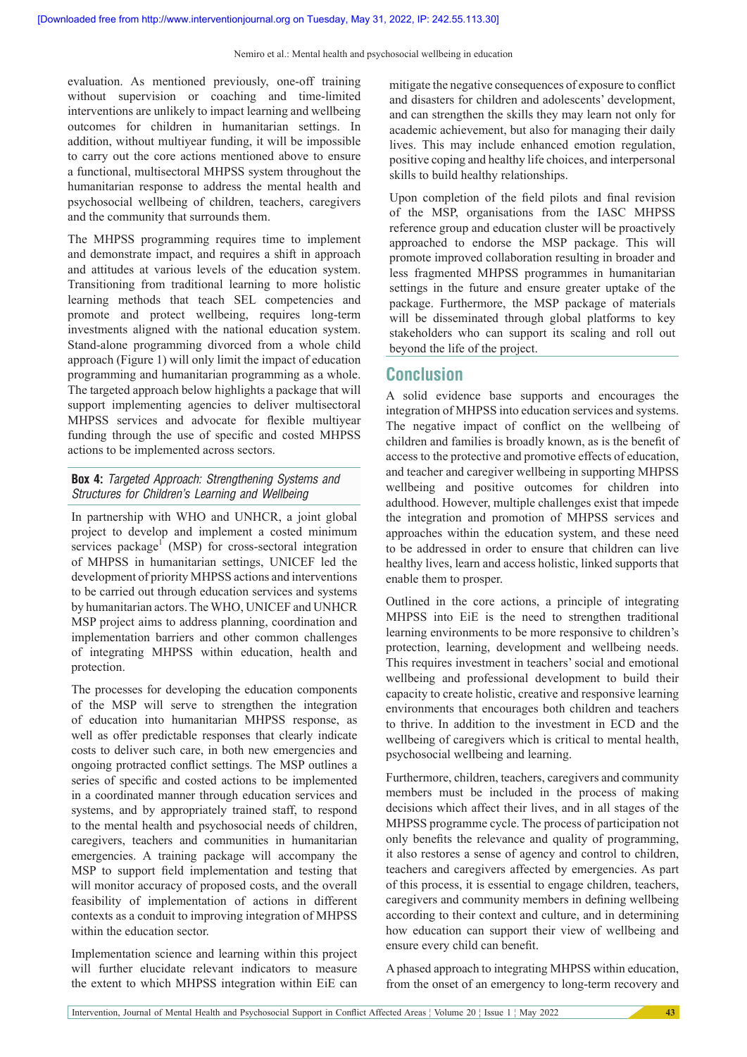evaluation. As mentioned previously, one-off training without supervision or coaching and time-limited interventions are unlikely to impact learning and wellbeing outcomes for children in humanitarian settings. In addition, without multiyear funding, it will be impossible to carry out the core actions mentioned above to ensure a functional, multisectoral MHPSS system throughout the humanitarian response to address the mental health and psychosocial wellbeing of children, teachers, caregivers and the community that surrounds them.

The MHPSS programming requires time to implement and demonstrate impact, and requires a shift in approach and attitudes at various levels of the education system. Transitioning from traditional learning to more holistic learning methods that teach SEL competencies and promote and protect wellbeing, requires long-term investments aligned with the national education system. Stand-alone programming divorced from a whole child approach (Figure 1) will only limit the impact of education programming and humanitarian programming as a whole. The targeted approach below highlights a package that will support implementing agencies to deliver multisectoral MHPSS services and advocate for flexible multiyear funding through the use of specific and costed MHPSS actions to be implemented across sectors.

**Box 4:** *Targeted Approach: Strengthening Systems and Structures for Children's Learning and Wellbeing*

In partnership with WHO and UNHCR, a joint global project to develop and implement a costed minimum services package[1] (MSP) for cross-sectoral integration of MHPSS in humanitarian settings, UNICEF led the development of priority MHPSS actions and interventions to be carried out through education services and systems by humanitarian actors. The WHO, UNICEF and UNHCR MSP project aims to address planning, coordination and implementation barriers and other common challenges of integrating MHPSS within education, health and protection.

The processes for developing the education components of the MSP will serve to strengthen the integration of education into humanitarian MHPSS response, as well as offer predictable responses that clearly indicate costs to deliver such care, in both new emergencies and ongoing protracted conflict settings. The MSP outlines a series of specific and costed actions to be implemented in a coordinated manner through education services and systems, and by appropriately trained staff, to respond to the mental health and psychosocial needs of children, caregivers, teachers and communities in humanitarian emergencies. A training package will accompany the MSP to support field implementation and testing that will monitor accuracy of proposed costs, and the overall feasibility of implementation of actions in different contexts as a conduit to improving integration of MHPSS within the education sector.

Implementation science and learning within this project will further elucidate relevant indicators to measure the extent to which MHPSS integration within EiE can mitigate the negative consequences of exposure to conflict and disasters for children and adolescents' development, and can strengthen the skills they may learn not only for academic achievement, but also for managing their daily lives. This may include enhanced emotion regulation, positive coping and healthy life choices, and interpersonal skills to build healthy relationships.

Upon completion of the field pilots and final revision of the MSP, organisations from the IASC MHPSS reference group and education cluster will be proactively approached to endorse the MSP package. This will promote improved collaboration resulting in broader and less fragmented MHPSS programmes in humanitarian settings in the future and ensure greater uptake of the package. Furthermore, the MSP package of materials will be disseminated through global platforms to key stakeholders who can support its scaling and roll out beyond the life of the project.

## Conclusion

A solid evidence base supports and encourages the integration of MHPSS into education services and systems. The negative impact of conflict on the wellbeing of children and families is broadly known, as is the benefit of access to the protective and promotive effects of education, and teacher and caregiver wellbeing in supporting MHPSS wellbeing and positive outcomes for children into adulthood. However, multiple challenges exist that impede the integration and promotion of MHPSS services and approaches within the education system, and these need to be addressed in order to ensure that children can live healthy lives, learn and access holistic, linked supports that enable them to prosper.

Outlined in the core actions, a principle of integrating MHPSS into EiE is the need to strengthen traditional learning environments to be more responsive to children's protection, learning, development and wellbeing needs. This requires investment in teachers' social and emotional wellbeing and professional development to build their capacity to create holistic, creative and responsive learning environments that encourages both children and teachers to thrive. In addition to the investment in ECD and the wellbeing of caregivers which is critical to mental health, psychosocial wellbeing and learning.

Furthermore, children, teachers, caregivers and community members must be included in the process of making decisions which affect their lives, and in all stages of the MHPSS programme cycle. The process of participation not only benefits the relevance and quality of programming, it also restores a sense of agency and control to children, teachers and caregivers affected by emergencies. As part of this process, it is essential to engage children, teachers, caregivers and community members in defining wellbeing according to their context and culture, and in determining how education can support their view of wellbeing and ensure every child can benefit.

A phased approach to integrating MHPSS within education, from the onset of an emergency to long-term recovery and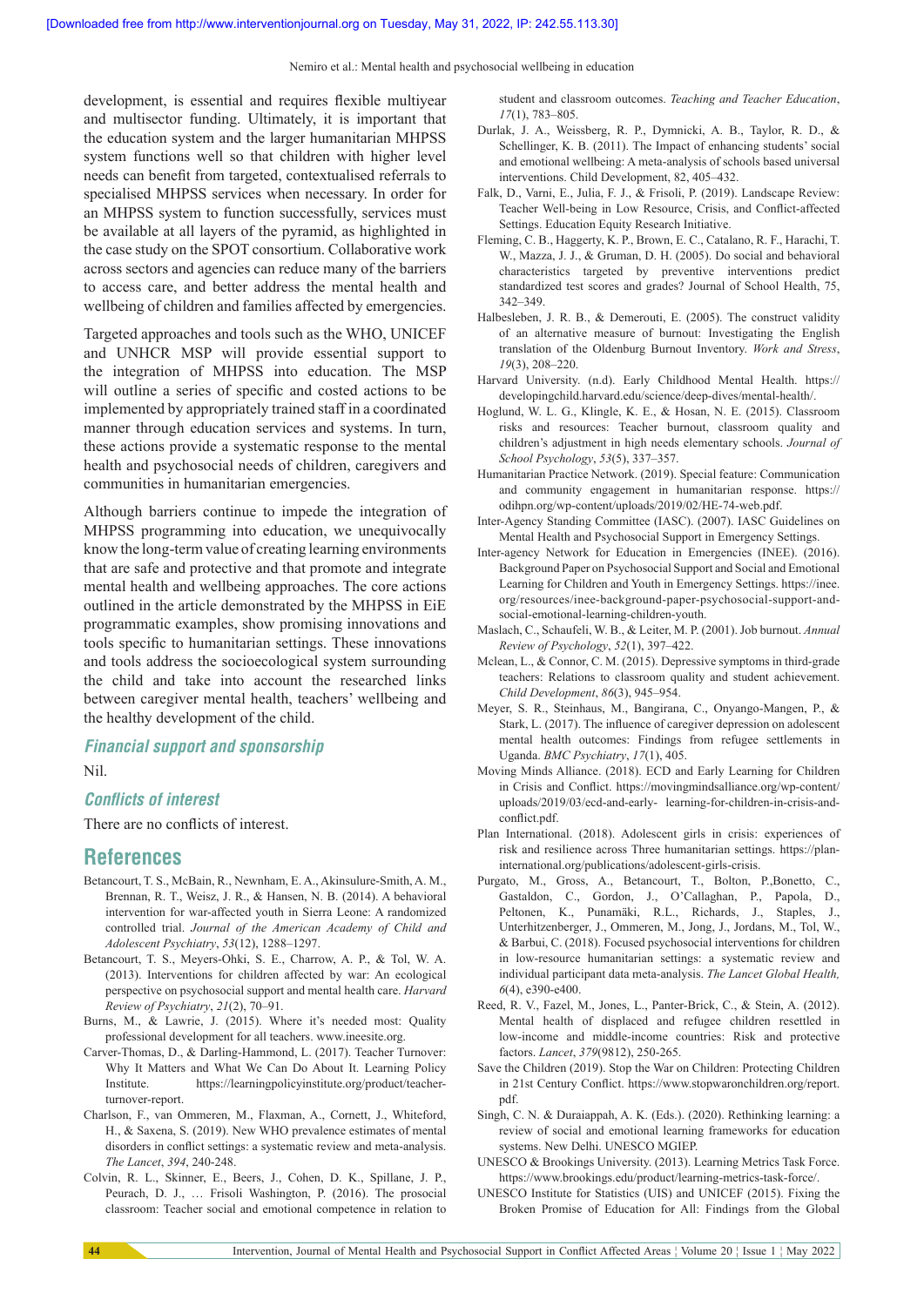development, is essential and requires flexible multiyear and multisector funding. Ultimately, it is important that the education system and the larger humanitarian MHPSS system functions well so that children with higher level needs can benefit from targeted, contextualised referrals to specialised MHPSS services when necessary. In order for an MHPSS system to function successfully, services must be available at all layers of the pyramid, as highlighted in the case study on the SPOT consortium. Collaborative work across sectors and agencies can reduce many of the barriers to access care, and better address the mental health and wellbeing of children and families affected by emergencies.

Targeted approaches and tools such as the WHO, UNICEF and UNHCR MSP will provide essential support to the integration of MHPSS into education. The MSP will outline a series of specific and costed actions to be implemented by appropriately trained staff in a coordinated manner through education services and systems. In turn, these actions provide a systematic response to the mental health and psychosocial needs of children, caregivers and communities in humanitarian emergencies.

Although barriers continue to impede the integration of MHPSS programming into education, we unequivocally know the long-term value of creating learning environments that are safe and protective and that promote and integrate mental health and wellbeing approaches. The core actions outlined in the article demonstrated by the MHPSS in EiE programmatic examples, show promising innovations and tools specific to humanitarian settings. These innovations and tools address the socioecological system surrounding the child and take into account the researched links between caregiver mental health, teachers' wellbeing and the healthy development of the child.

### Financial support and sponsorship

Nil.

### Conflicts of interest

There are no conflicts of interest.

## References

Betancourt, T. S., McBain, R., Newnham, E. A., Akinsulure-Smith, A. M., Brennan, R. T., Weisz, J. R., & Hansen, N. B. (2014). A behavioral intervention for war-affected youth in Sierra Leone: A randomized controlled trial. *Journal of the American Academy of Child and Adolescent Psychiatry*, *53*(12), 1288–1297.

Betancourt, T. S., Meyers-Ohki, S. E., Charrow, A. P., & Tol, W. A. (2013). Interventions for children affected by war: An ecological perspective on psychosocial support and mental health care. *Harvard Review of Psychiatry*, *21*(2), 70–91.

Burns, M., & Lawrie, J. (2015). Where it's needed most: Quality professional development for all teachers. www.ineesite.org.

Carver-Thomas, D., & Darling-Hammond, L. (2017). Teacher Turnover: Why It Matters and What We Can Do About It. Learning Policy Institute. https://learningpolicyinstitute.org/product/teacher-turnover-report.

Charlson, F., van Ommeren, M., Flaxman, A., Cornett, J., Whiteford, H., & Saxena, S. (2019). New WHO prevalence estimates of mental disorders in conflict settings: a systematic review and meta-analysis. *The Lancet*, *394*, 240-248.

Colvin, R. L., Skinner, E., Beers, J., Cohen, D. K., Spillane, J. P., Peurach, D. J., … Frisoli Washington, P. (2016). The prosocial classroom: Teacher social and emotional competence in relation to student and classroom outcomes. *Teaching and Teacher Education*, *17*(1), 783–805.

Durlak, J. A., Weissberg, R. P., Dymnicki, A. B., Taylor, R. D., & Schellinger, K. B. (2011). The Impact of enhancing students' social and emotional wellbeing: A meta-analysis of schools based universal interventions. Child Development, 82, 405–432.

Falk, D., Varni, E., Julia, F. J., & Frisoli, P. (2019). Landscape Review: Teacher Well-being in Low Resource, Crisis, and Conflict-affected Settings. Education Equity Research Initiative.

Fleming, C. B., Haggerty, K. P., Brown, E. C., Catalano, R. F., Harachi, T. W., Mazza, J. J., & Gruman, D. H. (2005). Do social and behavioral characteristics targeted by preventive interventions predict standardized test scores and grades? Journal of School Health, 75, 342–349.

Halbesleben, J. R. B., & Demerouti, E. (2005). The construct validity of an alternative measure of burnout: Investigating the English translation of the Oldenburg Burnout Inventory. *Work and Stress*, *19*(3), 208–220.

Harvard University. (n.d). Early Childhood Mental Health. https://developingchild.harvard.edu/science/deep-dives/mental-health/.

Hoglund, W. L. G., Klingle, K. E., & Hosan, N. E. (2015). Classroom risks and resources: Teacher burnout, classroom quality and children's adjustment in high needs elementary schools. *Journal of School Psychology*, *53*(5), 337–357.

Humanitarian Practice Network. (2019). Special feature: Communication and community engagement in humanitarian response. https://odihpn.org/wp-content/uploads/2019/02/HE-74-web.pdf.

Inter-Agency Standing Committee (IASC). (2007). IASC Guidelines on Mental Health and Psychosocial Support in Emergency Settings.

Inter-agency Network for Education in Emergencies (INEE). (2016). Background Paper on Psychosocial Support and Social and Emotional Learning for Children and Youth in Emergency Settings. https://inee.org/resources/inee-background-paper-psychosocial-support-and-social-emotional-learning-children-youth.

Maslach, C., Schaufeli, W. B., & Leiter, M. P. (2001). Job burnout. *Annual Review of Psychology*, *52*(1), 397–422.

Mclean, L., & Connor, C. M. (2015). Depressive symptoms in third-grade teachers: Relations to classroom quality and student achievement. *Child Development*, *86*(3), 945–954.

Meyer, S. R., Steinhaus, M., Bangirana, C., Onyango-Mangen, P., & Stark, L. (2017). The influence of caregiver depression on adolescent mental health outcomes: Findings from refugee settlements in Uganda. *BMC Psychiatry*, *17*(1), 405.

Moving Minds Alliance. (2018). ECD and Early Learning for Children in Crisis and Conflict. https://movingmindsalliance.org/wp-content/uploads/2019/03/ecd-and-early- learning-for-children-in-crisis-and-conflict.pdf.

Plan International. (2018). Adolescent girls in crisis: experiences of risk and resilience across Three humanitarian settings. https://plan-international.org/publications/adolescent-girls-crisis.

Purgato, M., Gross, A., Betancourt, T., Bolton, P.,Bonetto, C., Gastaldon, C., Gordon, J., O'Callaghan, P., Papola, D., Peltonen, K., Punamäki, R.L., Richards, J., Staples, J., Unterhitzenberger, J., Ommeren, M., Jong, J., Jordans, M., Tol, W., & Barbui, C. (2018). Focused psychosocial interventions for children in low-resource humanitarian settings: a systematic review and individual participant data meta-analysis. *The Lancet Global Health*, *6*(4), e390-e400.

Reed, R. V., Fazel, M., Jones, L., Panter-Brick, C., & Stein, A. (2012). Mental health of displaced and refugee children resettled in low-income and middle-income countries: Risk and protective factors. *Lancet*, *379*(9812), 250-265.

Save the Children (2019). Stop the War on Children: Protecting Children in 21st Century Conflict. https://www.stopwaronchildren.org/report.pdf.

Singh, C. N. & Duraiappah, A. K. (Eds.). (2020). Rethinking learning: a review of social and emotional learning frameworks for education systems. New Delhi. UNESCO MGIEP.

UNESCO & Brookings University. (2013). Learning Metrics Task Force. https://www.brookings.edu/product/learning-metrics-task-force/.

UNESCO Institute for Statistics (UIS) and UNICEF (2015). Fixing the Broken Promise of Education for All: Findings from the Global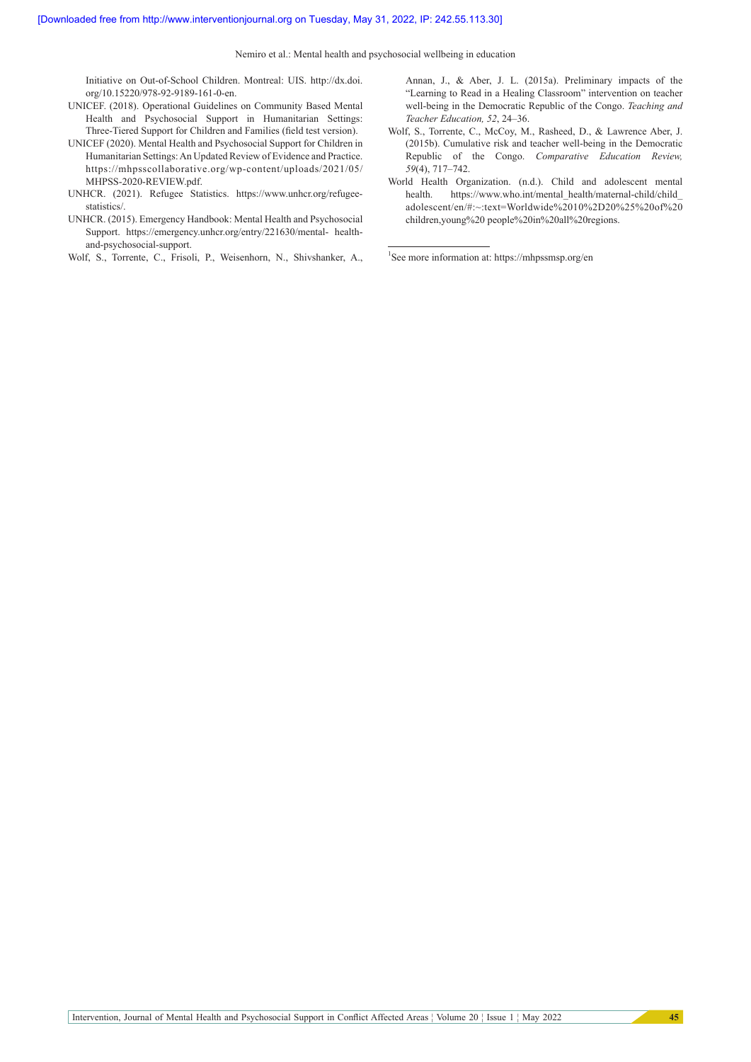Initiative on Out-of-School Children. Montreal: UIS. http://dx.doi.org/10.15220/978-92-9189-161-0-en.

UNICEF. (2018). Operational Guidelines on Community Based Mental Health and Psychosocial Support in Humanitarian Settings: Three-Tiered Support for Children and Families (field test version).

UNICEF (2020). Mental Health and Psychosocial Support for Children in Humanitarian Settings: An Updated Review of Evidence and Practice. https://mhpsscollaborative.org/wp-content/uploads/2021/05/MHPSS-2020-REVIEW.pdf.

UNHCR. (2021). Refugee Statistics. https://www.unhcr.org/refugee-statistics/.

UNHCR. (2015). Emergency Handbook: Mental Health and Psychosocial Support. https://emergency.unhcr.org/entry/221630/mental- health-and-psychosocial-support.

Wolf, S., Torrente, C., Frisoli, P., Weisenhorn, N., Shivshanker, A., Annan, J., & Aber, J. L. (2015a). Preliminary impacts of the "Learning to Read in a Healing Classroom" intervention on teacher well-being in the Democratic Republic of the Congo. *Teaching and Teacher Education, 52*, 24–36.

Wolf, S., Torrente, C., McCoy, M., Rasheed, D., & Lawrence Aber, J. (2015b). Cumulative risk and teacher well-being in the Democratic Republic of the Congo. *Comparative Education Review, 59*(4), 717–742.

World Health Organization. (n.d.). Child and adolescent mental health. https://www.who.int/mental_health/maternal-child/child_adolescent/en/#:~:text=Worldwide%2010%2D20%25%20of%20children,young%20 people%20in%20all%20regions.

---

[1]See more information at: https://mhpssmsp.org/en